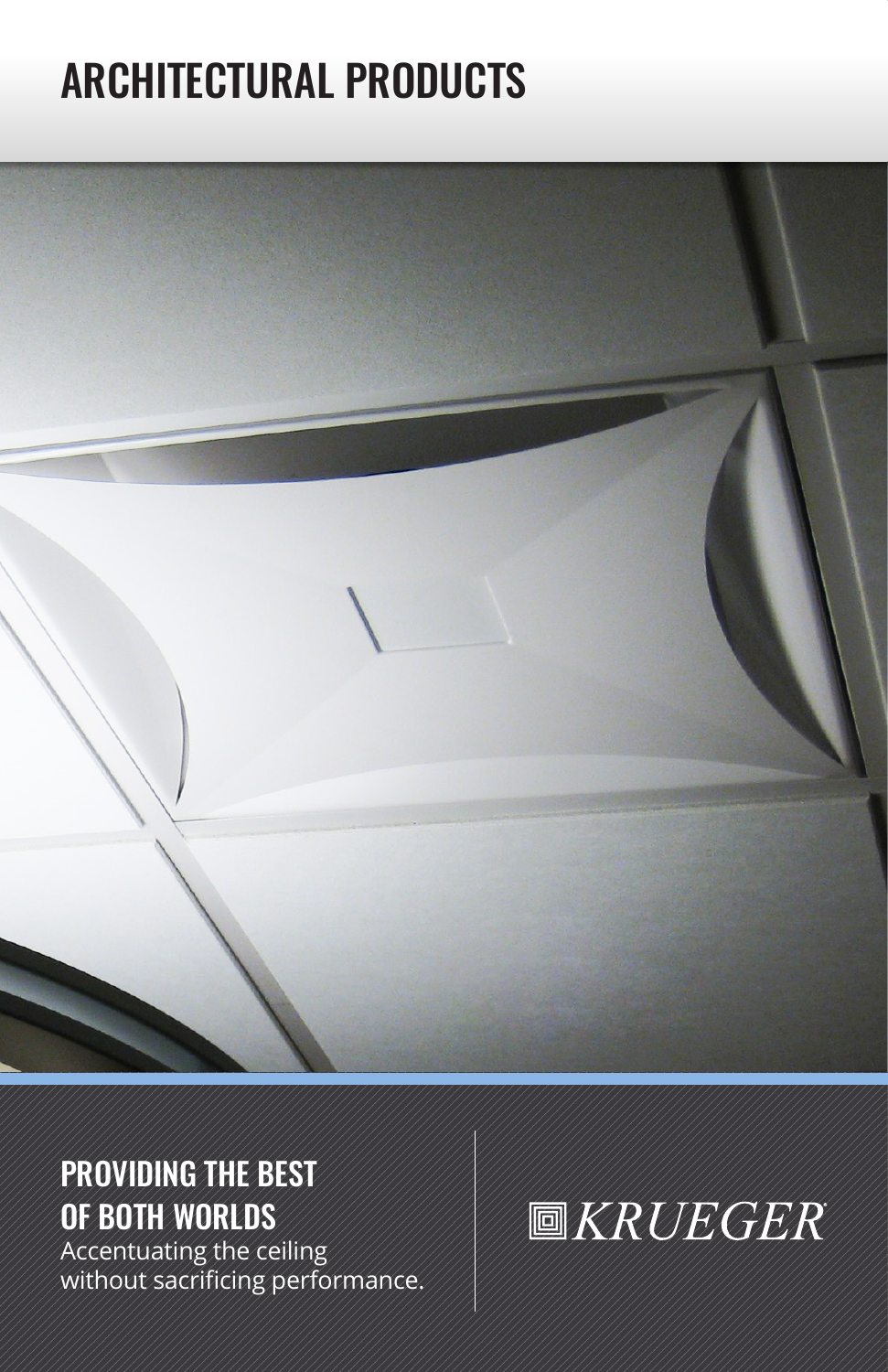# ARCHITECTURAL PRODUCTS

## PROVIDING THE BEST OF BOTH WORLDS

Accentuating the ceiling without sacrificing performance.

KRUEGER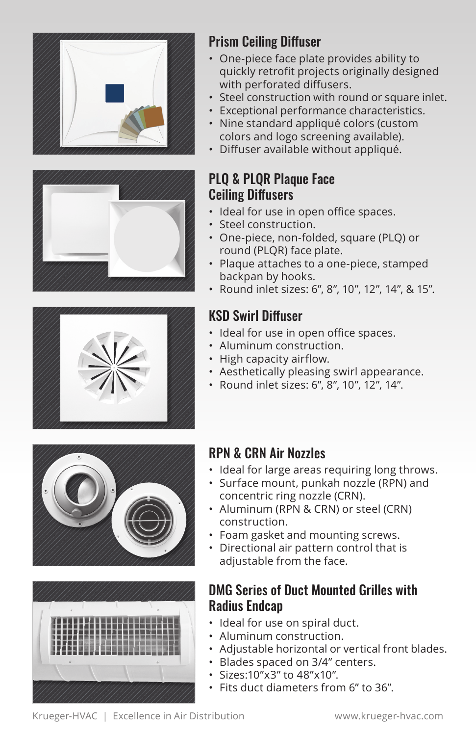## Prism Ceiling Diffuser

- One-piece face plate provides ability to quickly retrofit projects originally designed with perforated diffusers.
- Steel construction with round or square inlet.
- Exceptional performance characteristics.
- Nine standard appliqué colors (custom colors and logo screening available).
- Diffuser available without appliqué.

## PLQ & PLQR Plaque Face Ceiling Diffusers

- Ideal for use in open office spaces.
- Steel construction.
- One-piece, non-folded, square (PLQ) or round (PLQR) face plate.
- Plaque attaches to a one-piece, stamped backpan by hooks.
- Round inlet sizes: 6”, 8”, 10”, 12”, 14”, & 15”.

## KSD Swirl Diffuser

- Ideal for use in open office spaces.
- Aluminum construction.
- High capacity airflow.
- Aesthetically pleasing swirl appearance.
- Round inlet sizes: 6”, 8”, 10”, 12”, 14”.

## RPN & CRN Air Nozzles

- Ideal for large areas requiring long throws.
- Surface mount, punkah nozzle (RPN) and concentric ring nozzle (CRN).
- Aluminum (RPN & CRN) or steel (CRN) construction.
- Foam gasket and mounting screws.
- Directional air pattern control that is adjustable from the face.

## DMG Series of Duct Mounted Grilles with Radius Endcap

- Ideal for use on spiral duct.
- Aluminum construction.
- Adjustable horizontal or vertical front blades.
- Blades spaced on 3/4” centers.
- Sizes:10”x3” to 48”x10”.
- Fits duct diameters from 6” to 36”.

Krueger-HVAC | Excellence in Air Distribution www.krueger-hvac.com